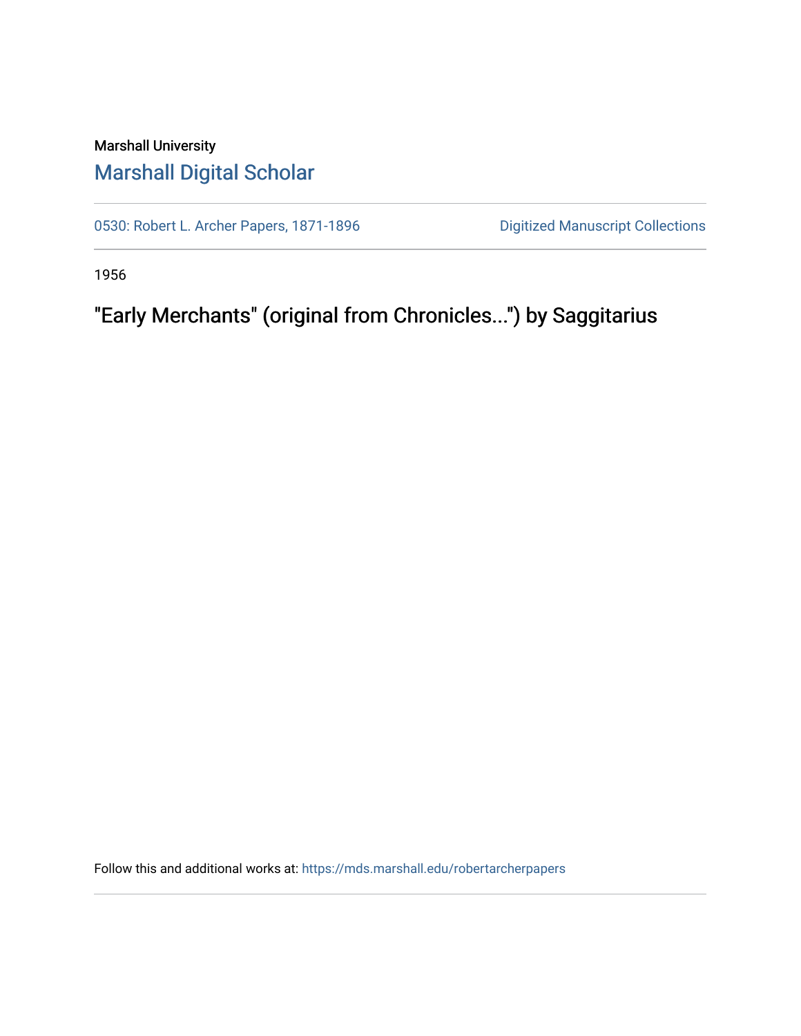Marshall University

## Marshall Digital Scholar

0530: Robert L. Archer Papers, 1871-1896

Digitized Manuscript Collections

1956

# "Early Merchants" (original from Chronicles...") by Saggitarius

Follow this and additional works at: https://mds.marshall.edu/robertarcherpapers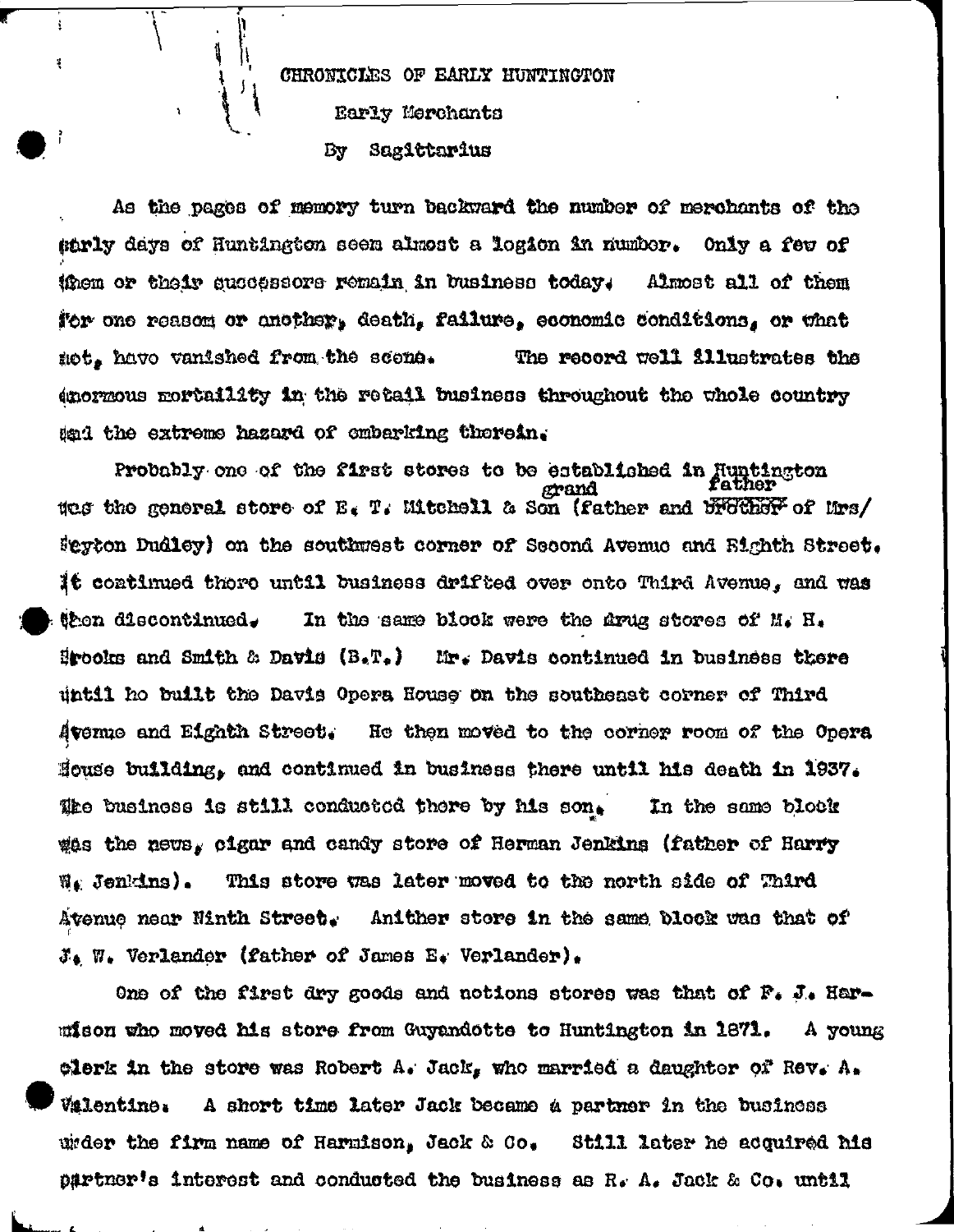CHRONICLES OF EARLY HUNTINGTON

Early Merchants

By Sagittarius

As the pages of memory turn backward the number of merchants of the early days of Huntington seem almost a legion in number. Only a few of them or their successors remain in business today. Almost all of them for one reason or another, death, failure, economic conditions, or what not, have vanished from the scene. The record well illustrates the enormous mortality in the retail business throughout the whole country and the extreme hazard of embarking therein.

Probably one of the first stores to be established in Huntington was the general store of E. T. Mitchell & Son (father and ~~brother~~ grand father of Mrs/ Peyton Dudley) on the southwest corner of Second Avenue and Eighth Street. It continued there until business drifted over onto Third Avenue, and was then discontinued. In the same block were the drug stores of M. H. Brooks and Smith & Davis (B.T.) Mr. Davis continued in business there until he built the Davis Opera House on the southeast corner of Third Avenue and Eighth Street. He then moved to the corner room of the Opera House building, and continued in business there until his death in 1937. The business is still conducted there by his son. In the same block was the news, cigar and candy store of Herman Jenkins (father of Harry W. Jenkins). This store was later moved to the north side of Third Avenue near Ninth Street. Anither store in the same block was that of J. W. Verlander (father of James E. Verlander).

One of the first dry goods and notions stores was that of F. J. Harmison who moved his store from Guyandotte to Huntington in 1871. A young clerk in the store was Robert A. Jack, who married a daughter of Rev. A. Valentine. A short time later Jack became a partner in the business under the firm name of Harmison, Jack & Co. Still later he acquired his partner's interest and conducted the business as R. A. Jack & Co. until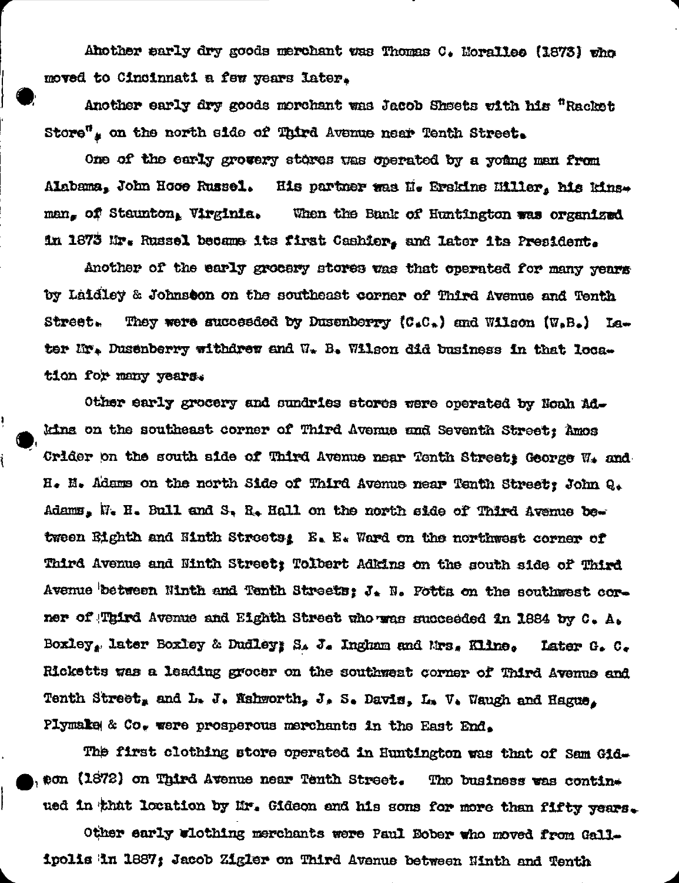Ahother early dry goods merchant was Thomas C. Morallee (1873) who moved to Cincinnati a few years later.

Another early dry goods merchant was Jacob Sheets with his "Racket Store", on the north side of Third Avenue near Tenth Street.

One of the early growery stores was operated by a young man from Alabama, John Hoge Russel. His partner was M. Erskine Miller, his kinsman, of Staunton, Virginia. When the Bank of Huntington was organized in 1873 Mr. Russel became its first Cashier, and later its President.

Another of the early grocery stores was that operated for many years by Laidley & Johnston on the southeast corner of Third Avenue and Tenth Street. They were succeeded by Dusenberry (C.C.) and Wilson (W.B.) Later Mr. Dusenberry withdrew and W. B. Wilson did business in that location for many years.

Other early grocery and sundries stores were operated by Noah Adkins on the southeast corner of Third Avenue and Seventh Street; Amos Crider on the south side of Third Avenue near Tenth Street; George W. and H. H. Adams on the north Side of Third Avenue near Tenth Street; John Q. Adams, W. H. Bull and S. R. Hall on the north side of Third Avenue between Eighth and Ninth Streets; E. E. Ward on the northwest corner of Third Avenue and Ninth Street; Tolbert Adkins on the south side of Third Avenue between Ninth and Tenth Streets; J. N. Potts on the southwest corner of Third Avenue and Eighth Street who was succeeded in 1884 by C. A. Boxley, later Boxley & Dudley; S. J. Ingham and Mrs. Kline. Later G. C. Ricketts was a leading grocer on the southwest corner of Third Avenue and Tenth Street, and L. J. Nahworth, J. S. Davis, L. V. Waugh and Hague, Plymale & Co. were prosperous merchants in the East End.

The first clothing store operated in Huntington was that of Sam Gideon (1872) on Third Avenue near Tenth Street. The business was continued in that location by Mr. Gideon and his sons for more than fifty years.

Other early clothing merchants were Paul Bober who moved from Gallipolis in 1887; Jacob Zigler on Third Avenue between Ninth and Tenth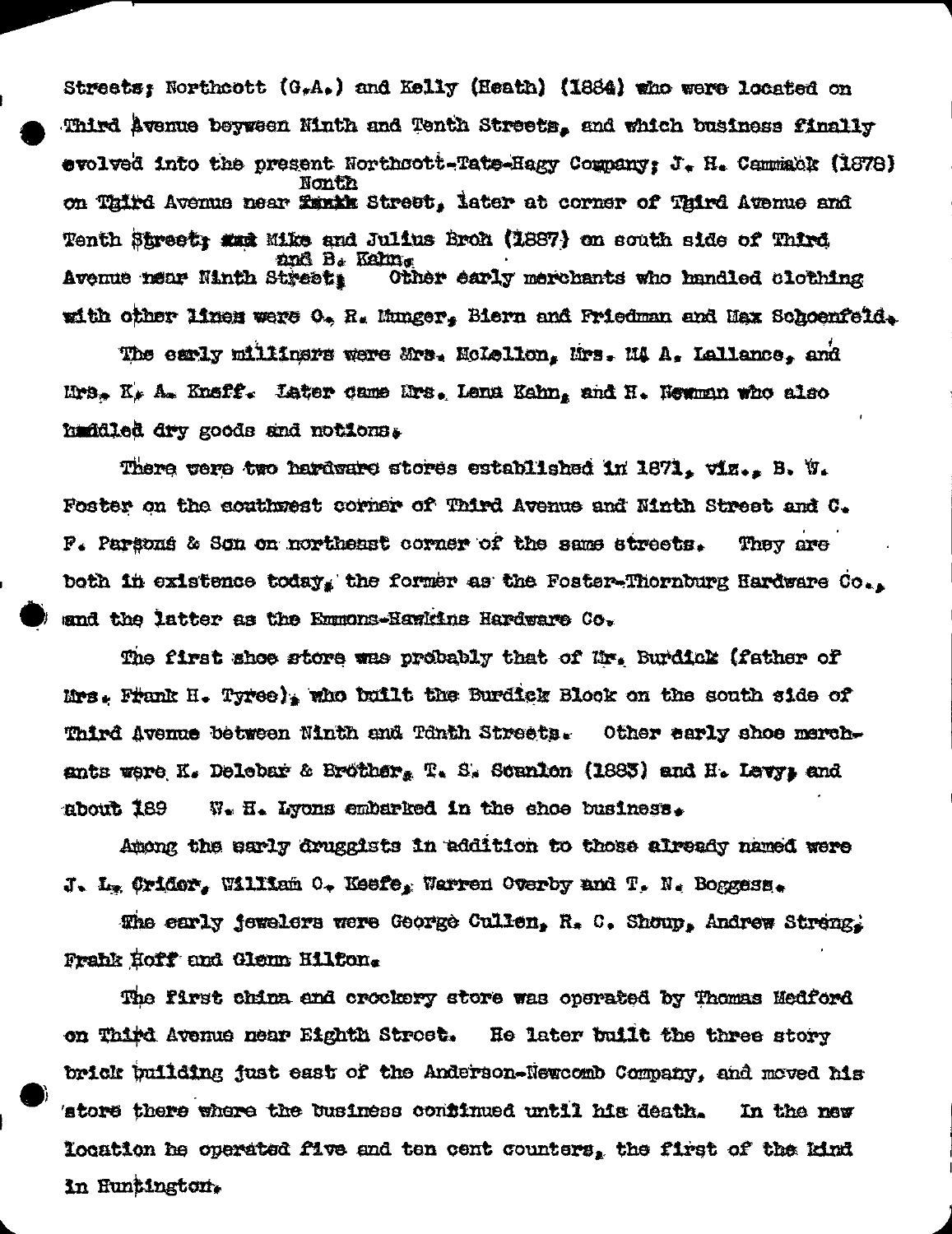Streets; Northcott (G.A.) and Kelly (Heath) (1884) who were located on Third Avenue beyween Ninth and Tenth Streets, and which business finally evolved into the present Northcott-Tate-Hagy Company; J. H. Cammack (1878) on Third Avenue near Ninth Street, later at corner of Third Avenue and Tenth Street; and Mike and Julius Broh (1887) on south side of Third Avenue near Ninth Street; and B. Kahn. Other early merchants who handled clothing with other lines were O. R. Munger, Biern and Friedman and Max Schoenfeld.

The early milliners were Mrs. McLellon, Mrs. M. A. Lallance, and Mrs. K. A. Kneff. Later came Mrs. Lena Kahn, and H. Newman who also handled dry goods and notions.

There were two hardware stores established in 1871, viz., B. W. Foster on the southwest corner of Third Avenue and Ninth Street and C. F. Parsons & Son on northeast corner of the same streets. They are both in existence today, the former as the Foster-Thornburg Hardware Co., and the latter as the Emmons-Hawkins Hardware Co.

The first shoe store was probably that of Mr. Burdick (father of Mrs. Frank H. Tyree), who built the Burdick Block on the south side of Third Avenue between Ninth and Tenth Streets. Other early shoe merchants were K. Delebar & Brother, T. S. Scanlon (1883) and H. Levy; and about 189 W. H. Lyons embarked in the shoe business.

Among the early druggists in addition to those already named were J. L. Crider, William O. Keefe, Warren Overby and T. N. Boggess.

The early jewelers were George Cullen, R. C. Shoup, Andrew Streng, Frank Hoff and Glenn Hilton.

The first china and crockery store was operated by Thomas Medford on Third Avenue near Eighth Street. He later built the three story brick building just east of the Anderson-Newcomb Company, and moved his store there where the business continued until his death. In the new location he operated five and ten cent counters, the first of the kind in Huntington.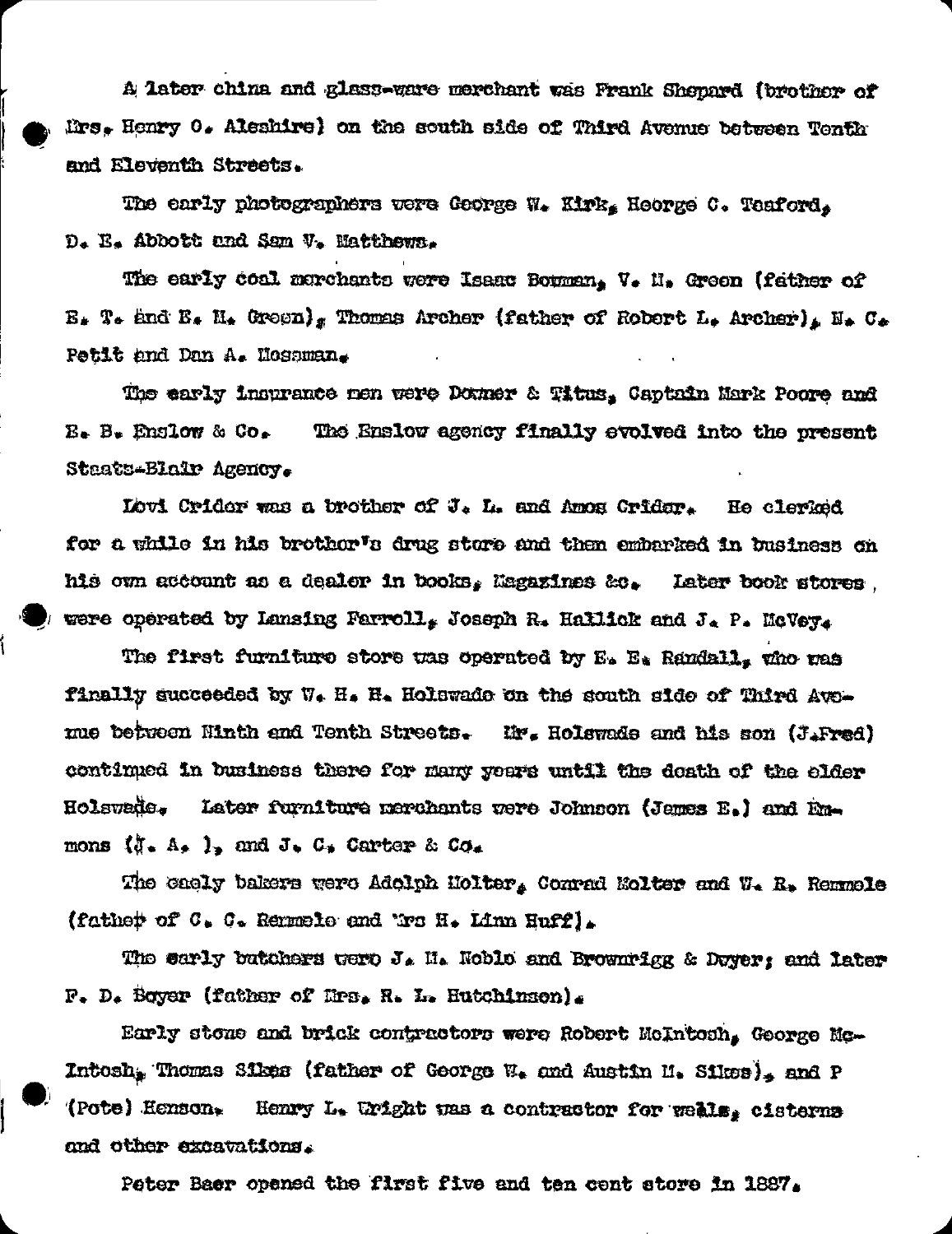A later china and glass-ware merchant was Frank Shepard (brother of Mrs. Henry O. Aleshire) on the south side of Third Avenue between Tenth and Eleventh Streets.

The early photographers were George W. Kirk, Heorge C. Teaford, D. E. Abbott and Sam V. Matthews.

The early coal merchants were Isaac Bowman, V. M. Green (father of E. T. and E. M. Green), Thomas Archer (father of Robert L. Archer), N. C. Petit and Dan A. Mossman.

The early insurance men were Downer & Titus, Captain Mark Poore and E. B. Enslow & Co. The Enslow agency finally evolved into the present Staats-Blair Agency.

Levi Crider was a brother of J. L. and Amos Crider. He clerked for a while in his brother's drug store and then embarked in business on his own account as a dealer in books, Magazines &c. Later book stores were operated by Lansing Farrell, Joseph R. Hallick and J. P. McVey.

The first furniture store was operated by E. E. Randall, who was finally succeeded by W. H. H. Holswade on the south side of Third Avenue between Ninth and Tenth Streets. Mr. Holswade and his son (J.Fred) continued in business there for many years until the death of the elder Holswade. Later furniture merchants were Johnson (James E.) and Emmons (J. A. ), and J. C. Carter & Co.

The early bakers were Adolph Molter, Conrad Molter and W. R. Remmele (father of C. C. Remmele and Mrs H. Linn Huff).

The early butchers were J. M. Noble and Brownrigg & Dwyer; and later F. D. Boyer (father of Mrs. R. L. Hutchinson).

Early stone and brick contractors were Robert McIntosh, George McIntosh, Thomas Sikes (father of George W. and Austin M. Sikes), and P (Pete) Henson. Henry L. Wright was a contractor for wells, cisterns and other excavations.

Peter Baer opened the first five and ten cent store in 1887.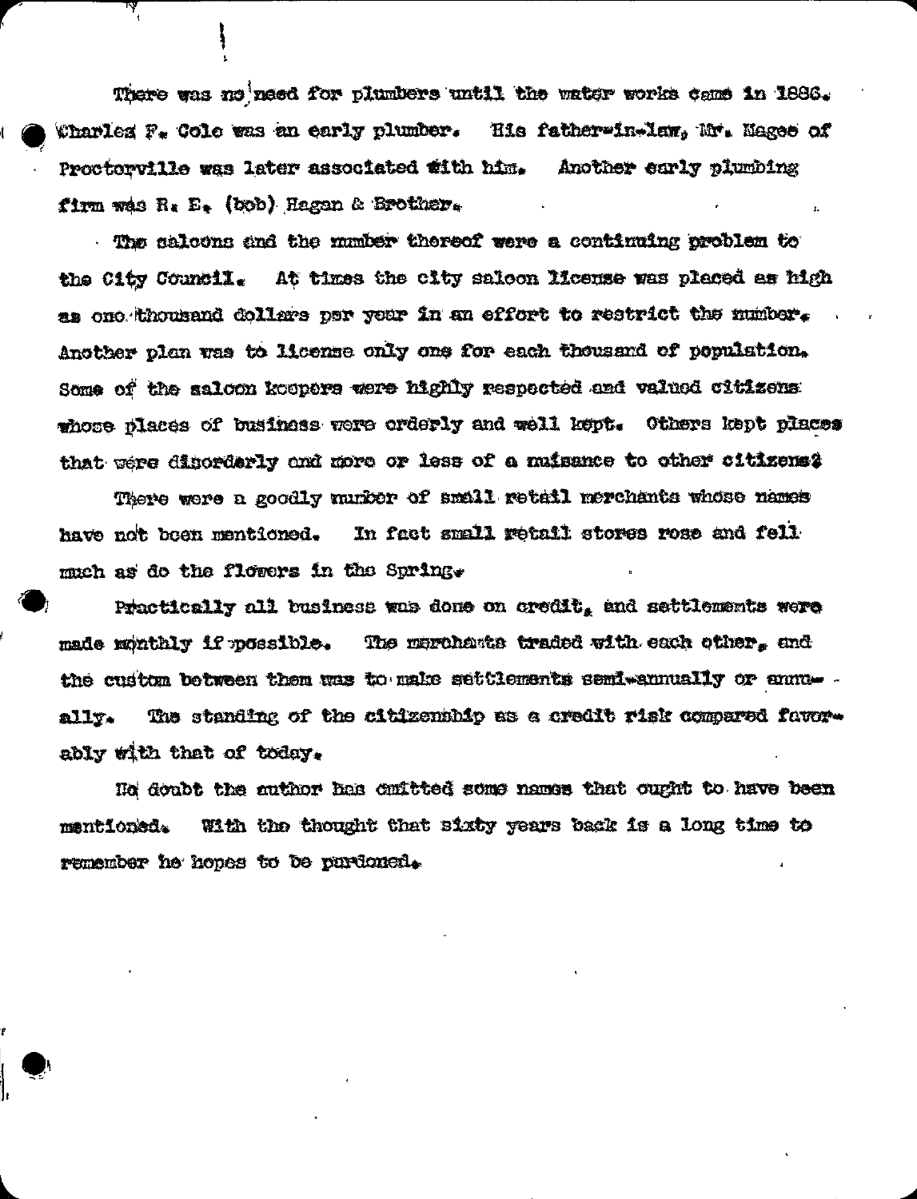There was no need for plumbers until the water works came in 1886. Charles F. Cole was an early plumber. His father-in-law, Mr. Magee of Proctorville was later associated with him. Another early plumbing firm was R. E. (bob) Hagan & Brother.

The saloons and the number thereof were a continuing problem to the City Council. At times the city saloon license was placed as high as one thousand dollars per year in an effort to restrict the number. Another plan was to license only one for each thousand of population. Some of the saloon keepers were highly respected and valued citizens whose places of business were orderly and well kept. Others kept places that were disorderly and more or less of a nuisance to other citizens.

There were a goodly number of small retail merchants whose names have not been mentioned. In fact small retail stores rose and fell much as do the flowers in the Spring.

Practically all business was done on credit, and settlements were made monthly if possible. The merchants traded with each other, and the custom between them was to make settlements semi-annually or annually. The standing of the citizenship as a credit risk compared favorably with that of today.

No doubt the author has omitted some names that ought to have been mentioned. With the thought that sixty years back is a long time to remember he hopes to be pardoned.